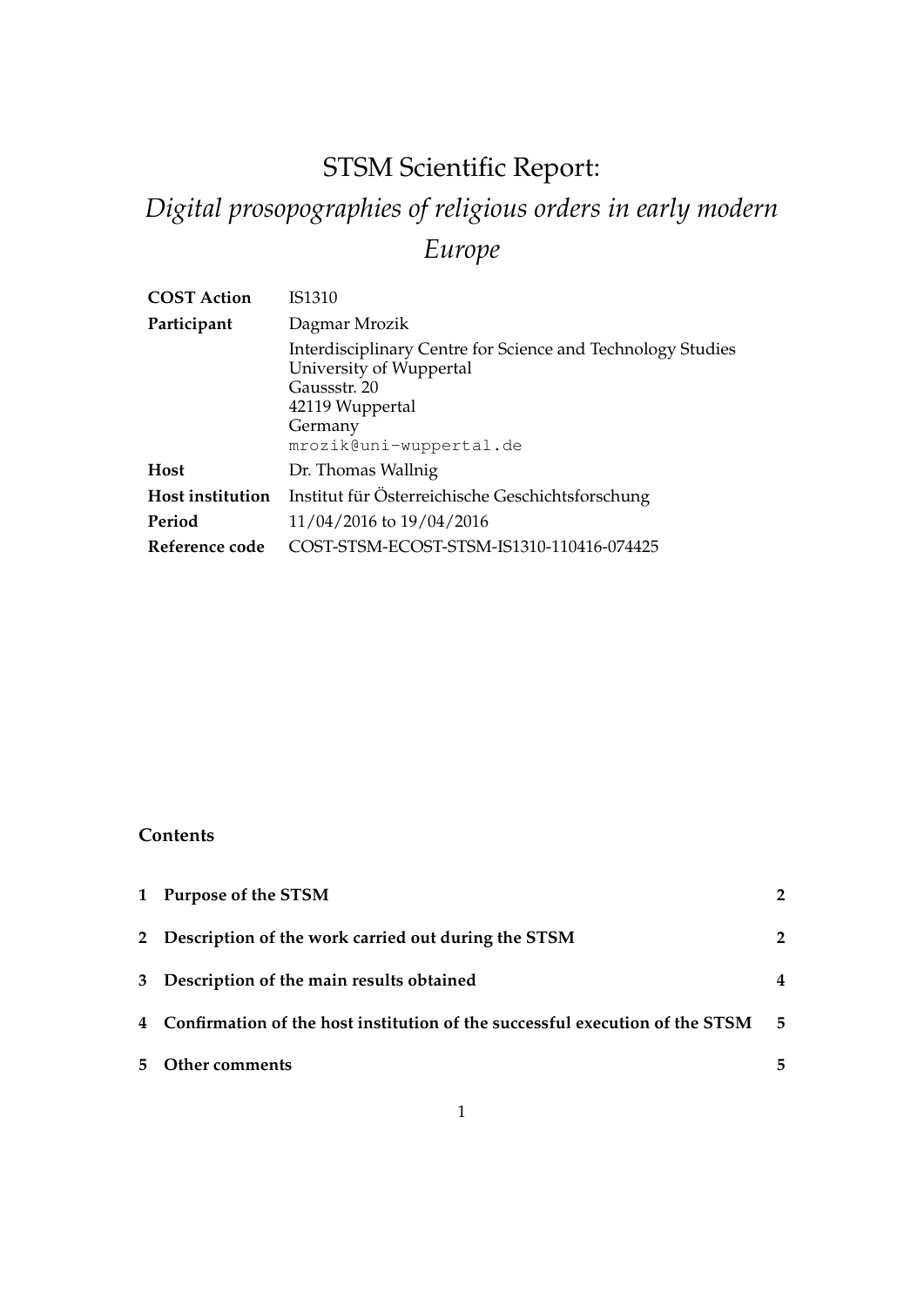# STSM Scientific Report:
# *Digital prosopographies of religious orders in early modern Europe*

| | |
|---|---|
| **COST Action** | IS1310 |
| **Participant** | Dagmar Mrozik<br>Interdisciplinary Centre for Science and Technology Studies<br>University of Wuppertal<br>Gaussstr. 20<br>42119 Wuppertal<br>Germany<br>`mrozik@uni-wuppertal.de` |
| **Host** | Dr. Thomas Wallnig |
| **Host institution** | Institut für Österreichische Geschichtsforschung |
| **Period** | 11/04/2016 to 19/04/2016 |
| **Reference code** | COST-STSM-ECOST-STSM-IS1310-110416-074425 |

## Contents

| | | |
|---|---|---|
| **1** | **Purpose of the STSM** | **2** |
| **2** | **Description of the work carried out during the STSM** | **2** |
| **3** | **Description of the main results obtained** | **4** |
| **4** | **Confirmation of the host institution of the successful execution of the STSM** | **5** |
| **5** | **Other comments** | **5** |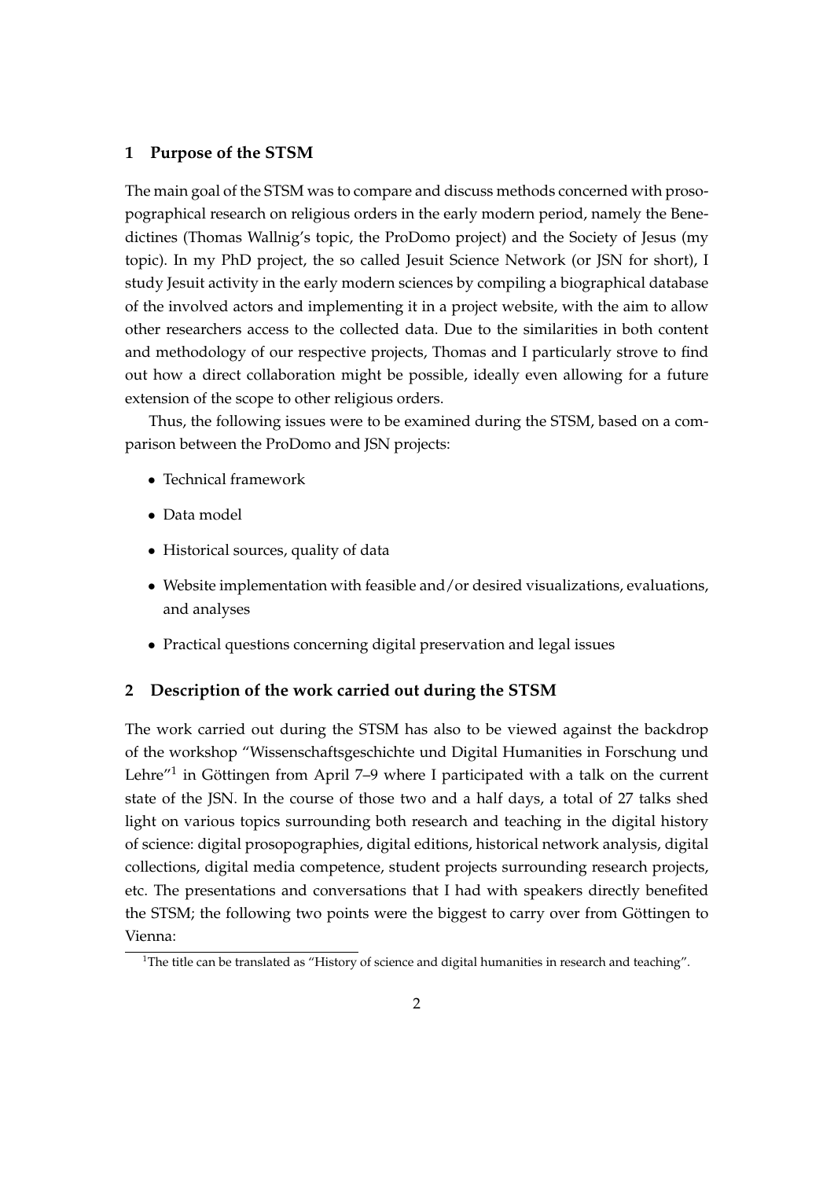## 1 Purpose of the STSM

The main goal of the STSM was to compare and discuss methods concerned with prosopographical research on religious orders in the early modern period, namely the Benedictines (Thomas Wallnig's topic, the ProDomo project) and the Society of Jesus (my topic). In my PhD project, the so called Jesuit Science Network (or JSN for short), I study Jesuit activity in the early modern sciences by compiling a biographical database of the involved actors and implementing it in a project website, with the aim to allow other researchers access to the collected data. Due to the similarities in both content and methodology of our respective projects, Thomas and I particularly strove to find out how a direct collaboration might be possible, ideally even allowing for a future extension of the scope to other religious orders.

Thus, the following issues were to be examined during the STSM, based on a comparison between the ProDomo and JSN projects:

- Technical framework
- Data model
- Historical sources, quality of data
- Website implementation with feasible and/or desired visualizations, evaluations, and analyses
- Practical questions concerning digital preservation and legal issues

## 2 Description of the work carried out during the STSM

The work carried out during the STSM has also to be viewed against the backdrop of the workshop "Wissenschaftsgeschichte und Digital Humanities in Forschung und Lehre"[1] in Göttingen from April 7–9 where I participated with a talk on the current state of the JSN. In the course of those two and a half days, a total of 27 talks shed light on various topics surrounding both research and teaching in the digital history of science: digital prosopographies, digital editions, historical network analysis, digital collections, digital media competence, student projects surrounding research projects, etc. The presentations and conversations that I had with speakers directly benefited the STSM; the following two points were the biggest to carry over from Göttingen to Vienna:

[1] The title can be translated as "History of science and digital humanities in research and teaching".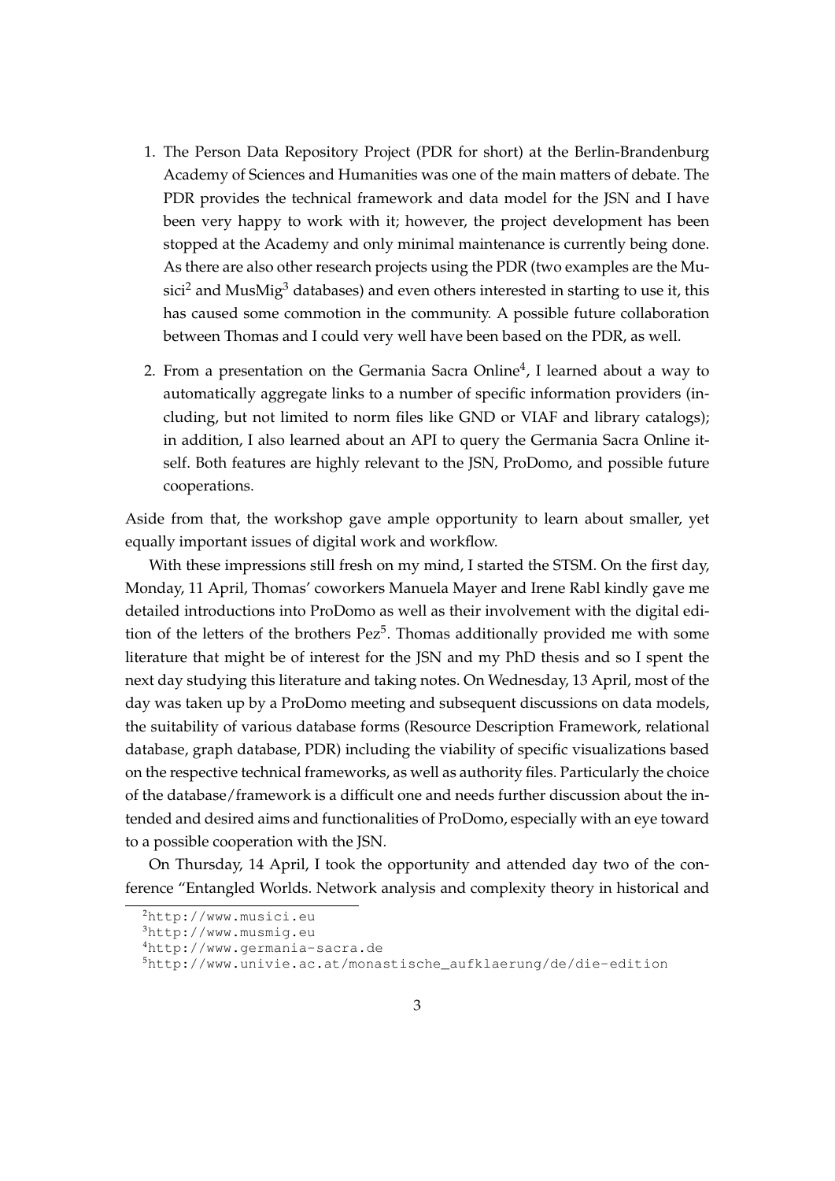1. The Person Data Repository Project (PDR for short) at the Berlin-Brandenburg Academy of Sciences and Humanities was one of the main matters of debate. The PDR provides the technical framework and data model for the JSN and I have been very happy to work with it; however, the project development has been stopped at the Academy and only minimal maintenance is currently being done. As there are also other research projects using the PDR (two examples are the Musici[2] and MusMig[3] databases) and even others interested in starting to use it, this has caused some commotion in the community. A possible future collaboration between Thomas and I could very well have been based on the PDR, as well.

2. From a presentation on the Germania Sacra Online[4], I learned about a way to automatically aggregate links to a number of specific information providers (including, but not limited to norm files like GND or VIAF and library catalogs); in addition, I also learned about an API to query the Germania Sacra Online itself. Both features are highly relevant to the JSN, ProDomo, and possible future cooperations.

Aside from that, the workshop gave ample opportunity to learn about smaller, yet equally important issues of digital work and workflow.

With these impressions still fresh on my mind, I started the STSM. On the first day, Monday, 11 April, Thomas' coworkers Manuela Mayer and Irene Rabl kindly gave me detailed introductions into ProDomo as well as their involvement with the digital edition of the letters of the brothers Pez[5]. Thomas additionally provided me with some literature that might be of interest for the JSN and my PhD thesis and so I spent the next day studying this literature and taking notes. On Wednesday, 13 April, most of the day was taken up by a ProDomo meeting and subsequent discussions on data models, the suitability of various database forms (Resource Description Framework, relational database, graph database, PDR) including the viability of specific visualizations based on the respective technical frameworks, as well as authority files. Particularly the choice of the database/framework is a difficult one and needs further discussion about the intended and desired aims and functionalities of ProDomo, especially with an eye toward to a possible cooperation with the JSN.

On Thursday, 14 April, I took the opportunity and attended day two of the conference "Entangled Worlds. Network analysis and complexity theory in historical and

---

[2] http://www.musici.eu

[3] http://www.musmig.eu

[4] http://www.germania-sacra.de

[5] http://www.univie.ac.at/monastische_aufklaerung/de/die-edition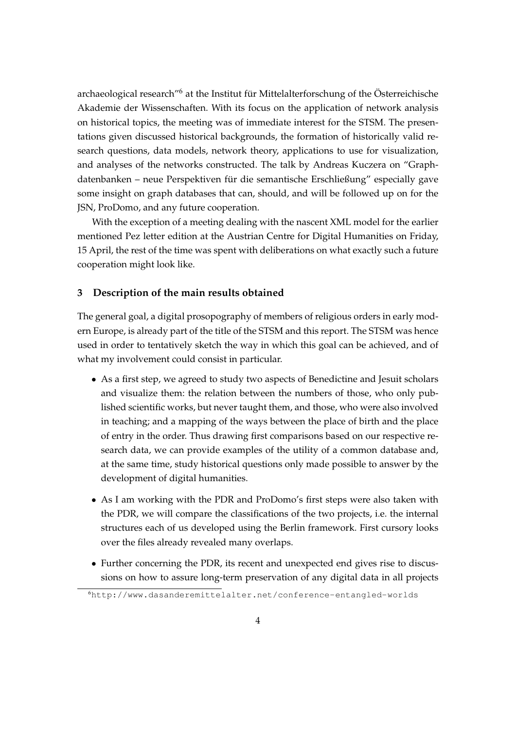archaeological research"[6] at the Institut für Mittelalterforschung of the Österreichische Akademie der Wissenschaften. With its focus on the application of network analysis on historical topics, the meeting was of immediate interest for the STSM. The presentations given discussed historical backgrounds, the formation of historically valid research questions, data models, network theory, applications to use for visualization, and analyses of the networks constructed. The talk by Andreas Kuczera on "Graphdatenbanken – neue Perspektiven für die semantische Erschließung" especially gave some insight on graph databases that can, should, and will be followed up on for the JSN, ProDomo, and any future cooperation.

With the exception of a meeting dealing with the nascent XML model for the earlier mentioned Pez letter edition at the Austrian Centre for Digital Humanities on Friday, 15 April, the rest of the time was spent with deliberations on what exactly such a future cooperation might look like.

## 3 Description of the main results obtained

The general goal, a digital prosopography of members of religious orders in early modern Europe, is already part of the title of the STSM and this report. The STSM was hence used in order to tentatively sketch the way in which this goal can be achieved, and of what my involvement could consist in particular.

- As a first step, we agreed to study two aspects of Benedictine and Jesuit scholars and visualize them: the relation between the numbers of those, who only published scientific works, but never taught them, and those, who were also involved in teaching; and a mapping of the ways between the place of birth and the place of entry in the order. Thus drawing first comparisons based on our respective research data, we can provide examples of the utility of a common database and, at the same time, study historical questions only made possible to answer by the development of digital humanities.
- As I am working with the PDR and ProDomo's first steps were also taken with the PDR, we will compare the classifications of the two projects, i.e. the internal structures each of us developed using the Berlin framework. First cursory looks over the files already revealed many overlaps.
- Further concerning the PDR, its recent and unexpected end gives rise to discussions on how to assure long-term preservation of any digital data in all projects

[6] http://www.dasanderemittelalter.net/conference-entangled-worlds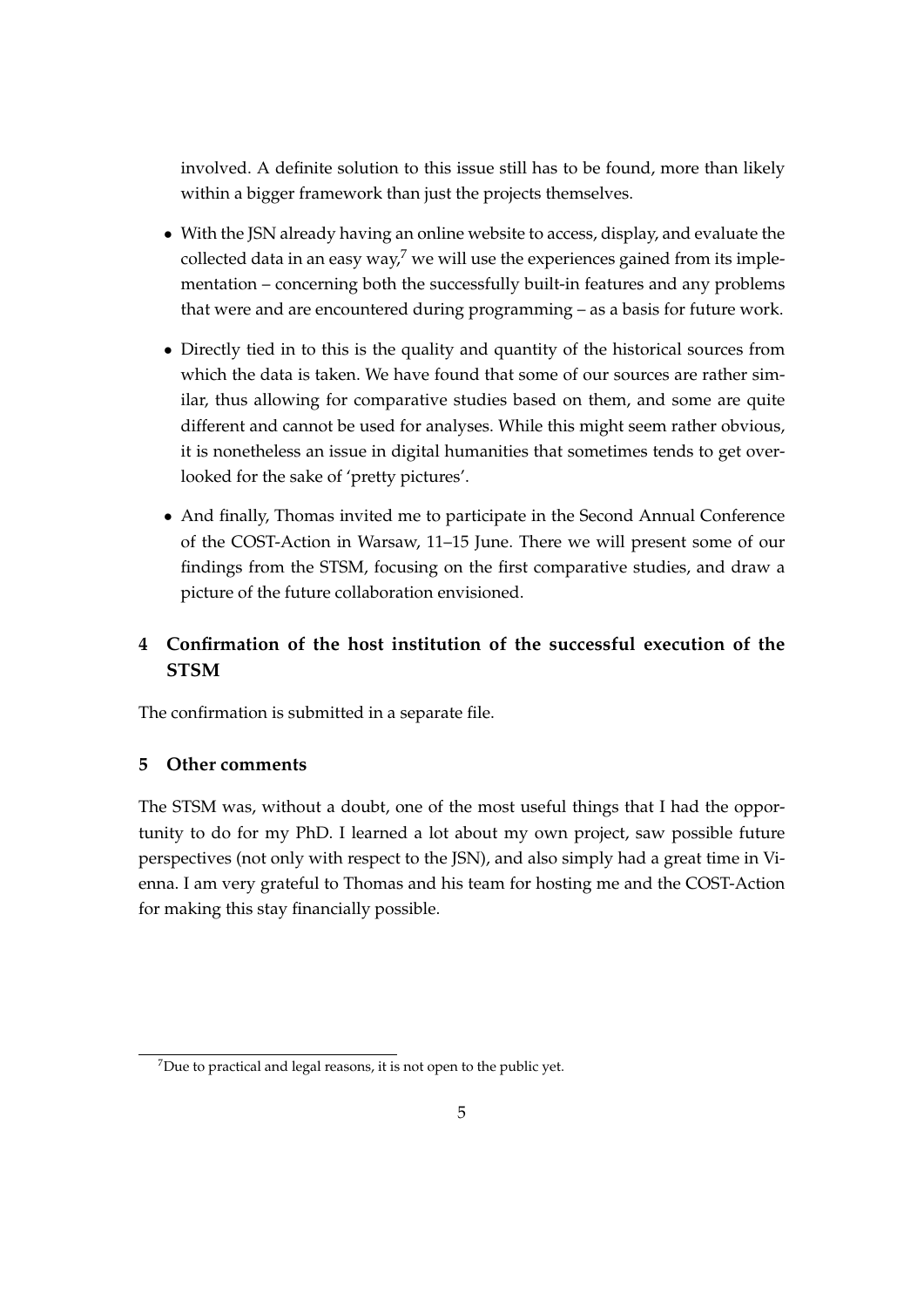involved. A definite solution to this issue still has to be found, more than likely within a bigger framework than just the projects themselves.

- With the JSN already having an online website to access, display, and evaluate the collected data in an easy way,[7] we will use the experiences gained from its implementation – concerning both the successfully built-in features and any problems that were and are encountered during programming – as a basis for future work.
- Directly tied in to this is the quality and quantity of the historical sources from which the data is taken. We have found that some of our sources are rather similar, thus allowing for comparative studies based on them, and some are quite different and cannot be used for analyses. While this might seem rather obvious, it is nonetheless an issue in digital humanities that sometimes tends to get overlooked for the sake of 'pretty pictures'.
- And finally, Thomas invited me to participate in the Second Annual Conference of the COST-Action in Warsaw, 11–15 June. There we will present some of our findings from the STSM, focusing on the first comparative studies, and draw a picture of the future collaboration envisioned.

## 4 Confirmation of the host institution of the successful execution of the STSM

The confirmation is submitted in a separate file.

## 5 Other comments

The STSM was, without a doubt, one of the most useful things that I had the opportunity to do for my PhD. I learned a lot about my own project, saw possible future perspectives (not only with respect to the JSN), and also simply had a great time in Vienna. I am very grateful to Thomas and his team for hosting me and the COST-Action for making this stay financially possible.

[7] Due to practical and legal reasons, it is not open to the public yet.